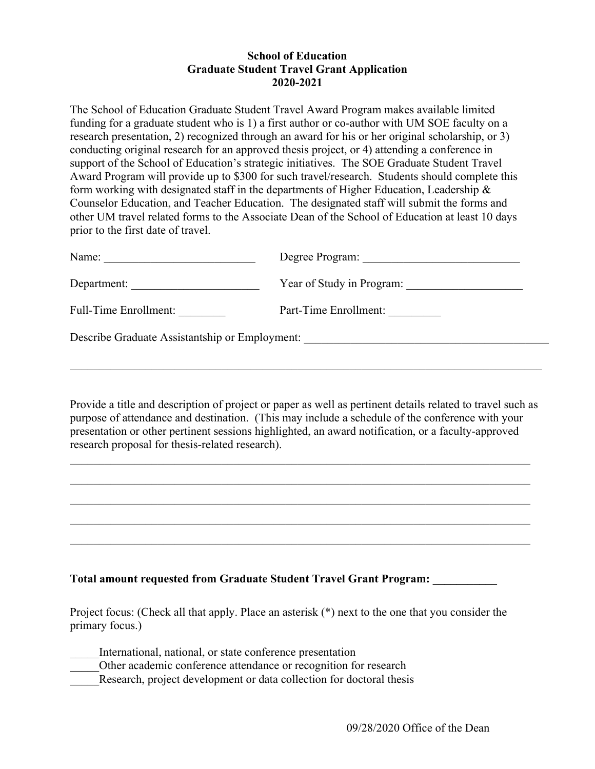# School of Education
## Graduate Student Travel Grant Application
## 2020-2021

The School of Education Graduate Student Travel Award Program makes available limited funding for a graduate student who is 1) a first author or co-author with UM SOE faculty on a research presentation, 2) recognized through an award for his or her original scholarship, or 3) conducting original research for an approved thesis project, or 4) attending a conference in support of the School of Education's strategic initiatives. The SOE Graduate Student Travel Award Program will provide up to $300 for such travel/research. Students should complete this form working with designated staff in the departments of Higher Education, Leadership & Counselor Education, and Teacher Education. The designated staff will submit the forms and other UM travel related forms to the Associate Dean of the School of Education at least 10 days prior to the first date of travel.

Name: ___________________________ Degree Program: ____________________________

Department: ______________________ Year of Study in Program: ____________________

Full-Time Enrollment: ________ Part-Time Enrollment: _________

Describe Graduate Assistantship or Employment: ____________________________________________

_____________________________________________________________________________________

Provide a title and description of project or paper as well as pertinent details related to travel such as purpose of attendance and destination. (This may include a schedule of the conference with your presentation or other pertinent sessions highlighted, an award notification, or a faculty-approved research proposal for thesis-related research).

_____________________________________________________________________________________

_____________________________________________________________________________________

_____________________________________________________________________________________

_____________________________________________________________________________________

_____________________________________________________________________________________

**Total amount requested from Graduate Student Travel Grant Program: ___________**

Project focus: (Check all that apply. Place an asterisk (*) next to the one that you consider the primary focus.)

_____International, national, or state conference presentation
_____Other academic conference attendance or recognition for research
_____Research, project development or data collection for doctoral thesis

09/28/2020 Office of the Dean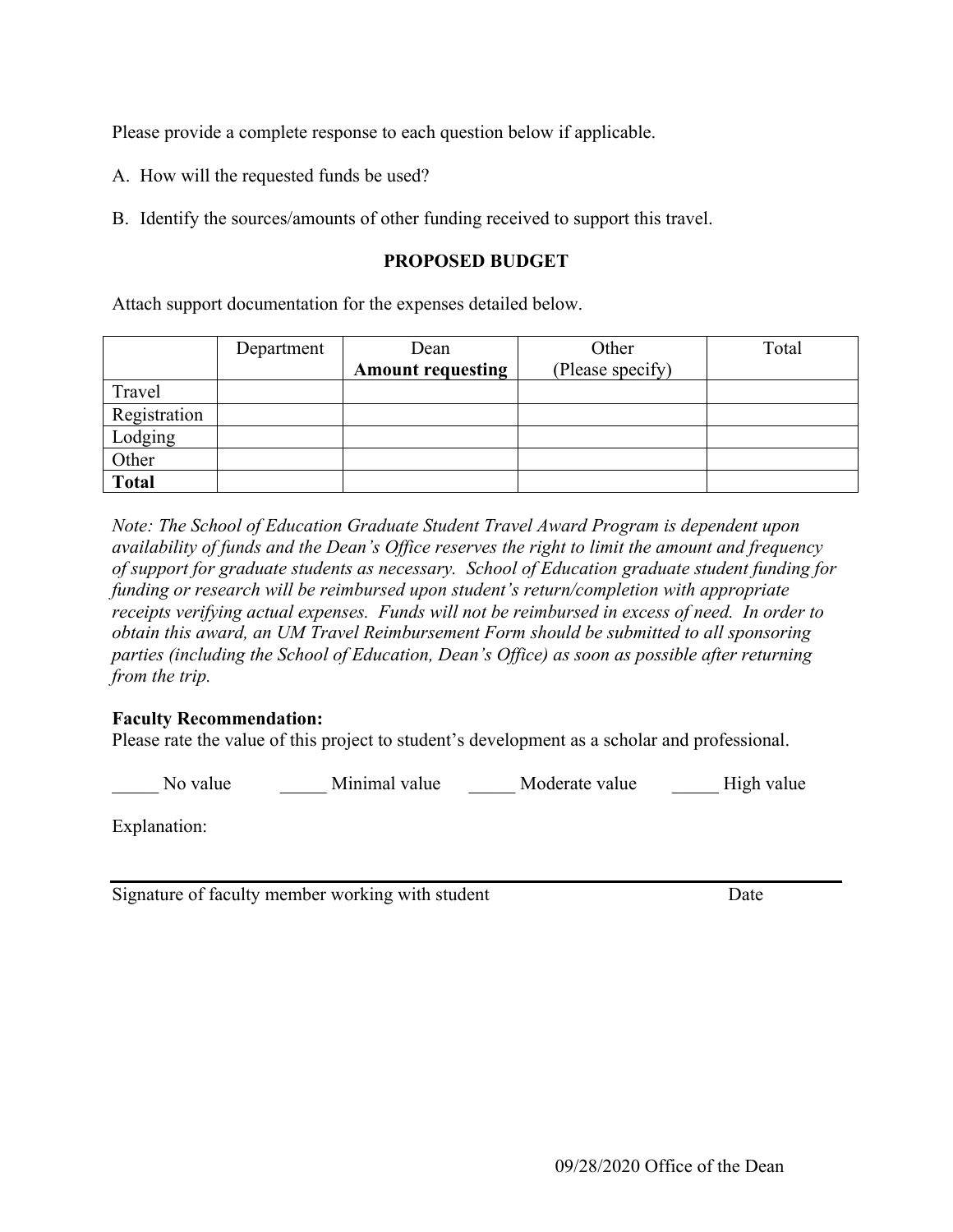Please provide a complete response to each question below if applicable.

A. How will the requested funds be used?

B. Identify the sources/amounts of other funding received to support this travel.

**PROPOSED BUDGET**

Attach support documentation for the expenses detailed below.

| | Department | Dean **Amount requesting** | Other (Please specify) | Total |
|---|---|---|---|---|
| Travel | | | | |
| Registration | | | | |
| Lodging | | | | |
| Other | | | | |
| **Total** | | | | |

*Note: The School of Education Graduate Student Travel Award Program is dependent upon availability of funds and the Dean's Office reserves the right to limit the amount and frequency of support for graduate students as necessary. School of Education graduate student funding for funding or research will be reimbursed upon student's return/completion with appropriate receipts verifying actual expenses. Funds will not be reimbursed in excess of need. In order to obtain this award, an UM Travel Reimbursement Form should be submitted to all sponsoring parties (including the School of Education, Dean's Office) as soon as possible after returning from the trip.*

**Faculty Recommendation:**
Please rate the value of this project to student's development as a scholar and professional.

_____ No value _____ Minimal value _____ Moderate value _____ High value

Explanation:

Signature of faculty member working with student Date

09/28/2020 Office of the Dean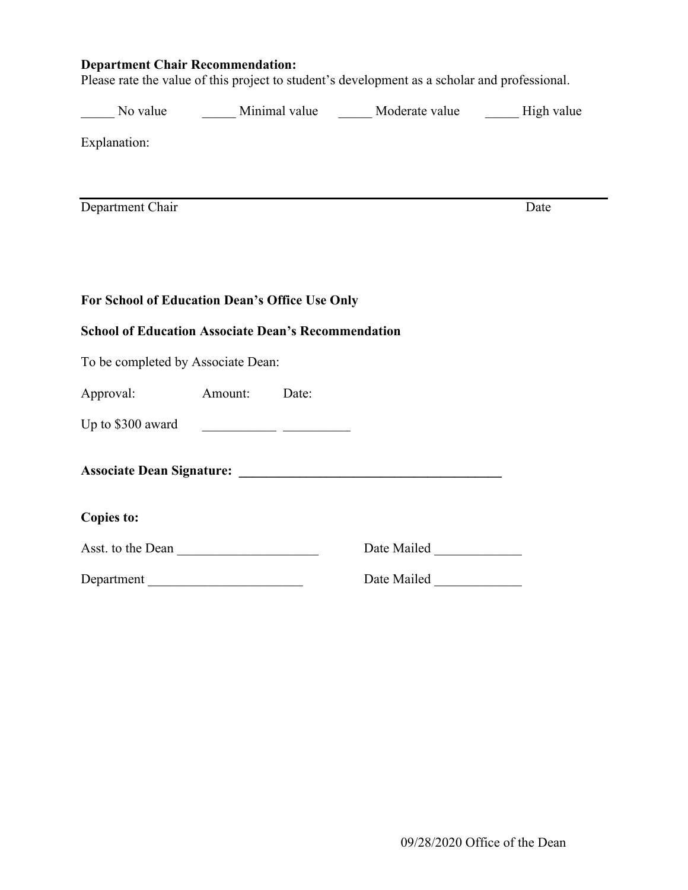**Department Chair Recommendation:**
Please rate the value of this project to student's development as a scholar and professional.

_____ No value _____ Minimal value _____ Moderate value _____ High value

Explanation:

______________________________________________________________________________

Department Chair Date

**For School of Education Dean's Office Use Only**

**School of Education Associate Dean's Recommendation**

To be completed by Associate Dean:

Approval: Amount: Date:

Up to $300 award ___________ __________

**Associate Dean Signature: ________________________________________**

**Copies to:**

Asst. to the Dean _____________________ Date Mailed _____________

Department _______________________ Date Mailed _____________

09/28/2020 Office of the Dean